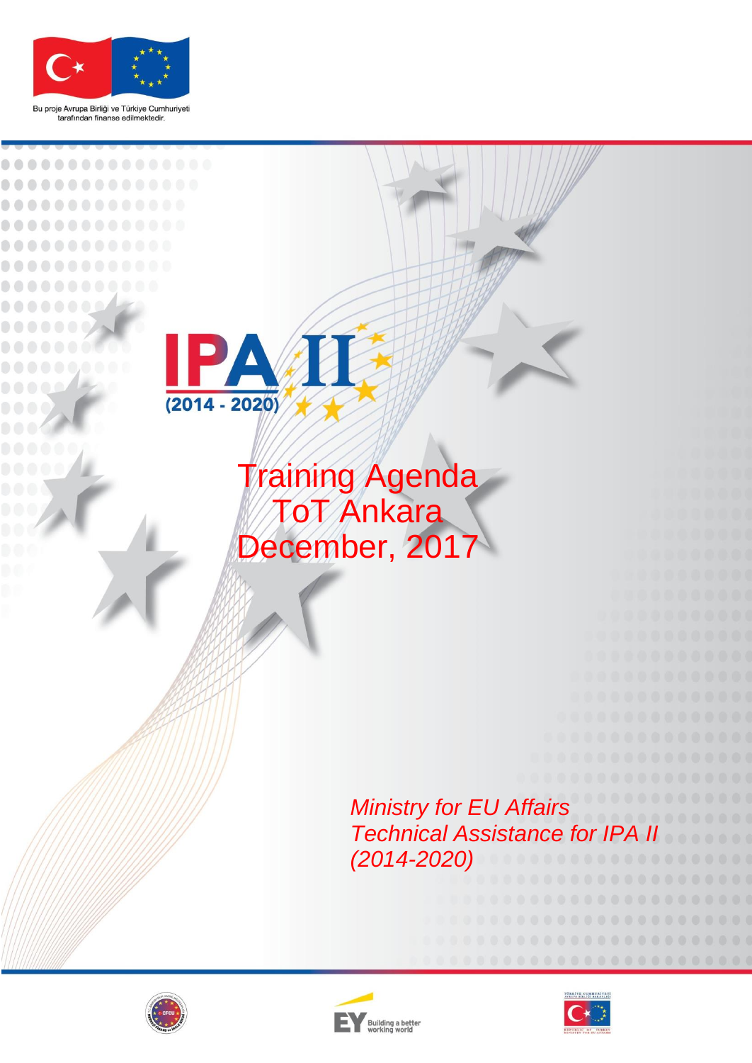Bu proje Avrupa Birliği ve Türkiye Cumhuriyeti tarafından finanse edilmektedir.

IPA II (2014 - 2020)

# Training Agenda
# ToT Ankara
# December, 2017

*Ministry for EU Affairs*
*Technical Assistance for IPA II (2014-2020)*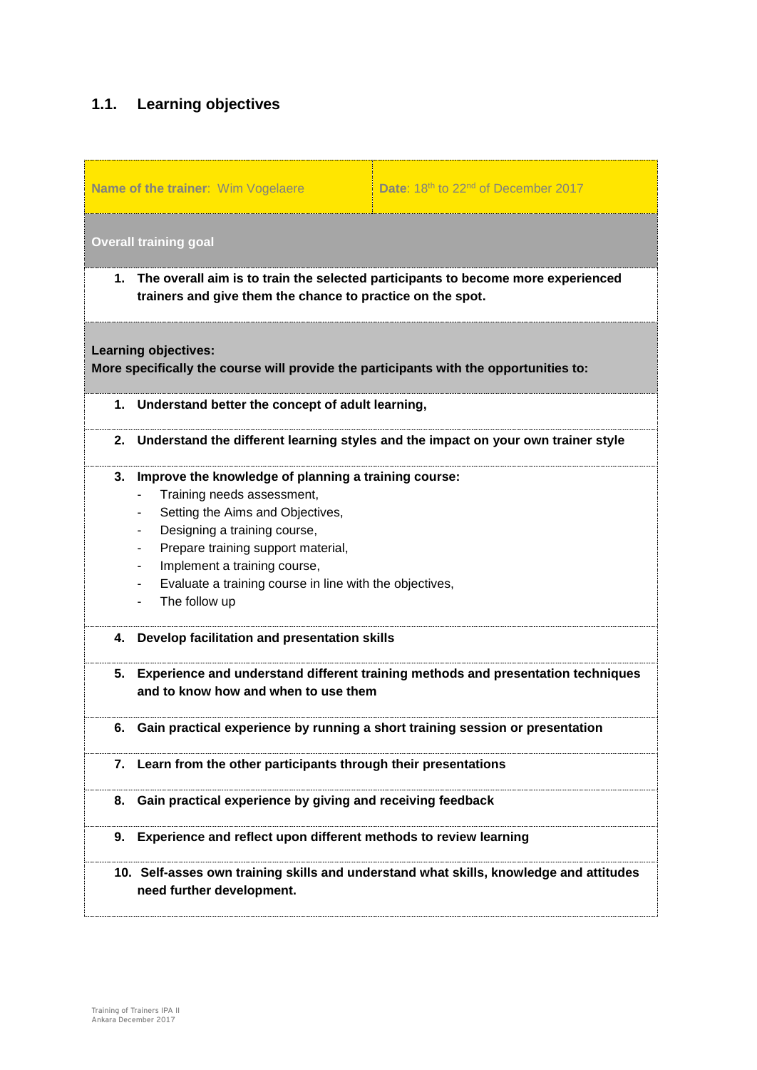## 1.1. Learning objectives

| **Name of the trainer**: Wim Vogelaere | **Date**: 18th to 22nd of December 2017 |
|---|---|
| **Overall training goal** | |
| 1. **The overall aim is to train the selected participants to become more experienced trainers and give them the chance to practice on the spot.** | |
| **Learning objectives:**<br>**More specifically the course will provide the participants with the opportunities to:** | |
| 1. **Understand better the concept of adult learning,** | |
| 2. **Understand the different learning styles and the impact on your own trainer style** | |
| 3. **Improve the knowledge of planning a training course:**<br>- Training needs assessment,<br>- Setting the Aims and Objectives,<br>- Designing a training course,<br>- Prepare training support material,<br>- Implement a training course,<br>- Evaluate a training course in line with the objectives,<br>- The follow up | |
| 4. **Develop facilitation and presentation skills** | |
| 5. **Experience and understand different training methods and presentation techniques and to know how and when to use them** | |
| 6. **Gain practical experience by running a short training session or presentation** | |
| 7. **Learn from the other participants through their presentations** | |
| 8. **Gain practical experience by giving and receiving feedback** | |
| 9. **Experience and reflect upon different methods to review learning** | |
| 10. **Self-asses own training skills and understand what skills, knowledge and attitudes need further development.** | |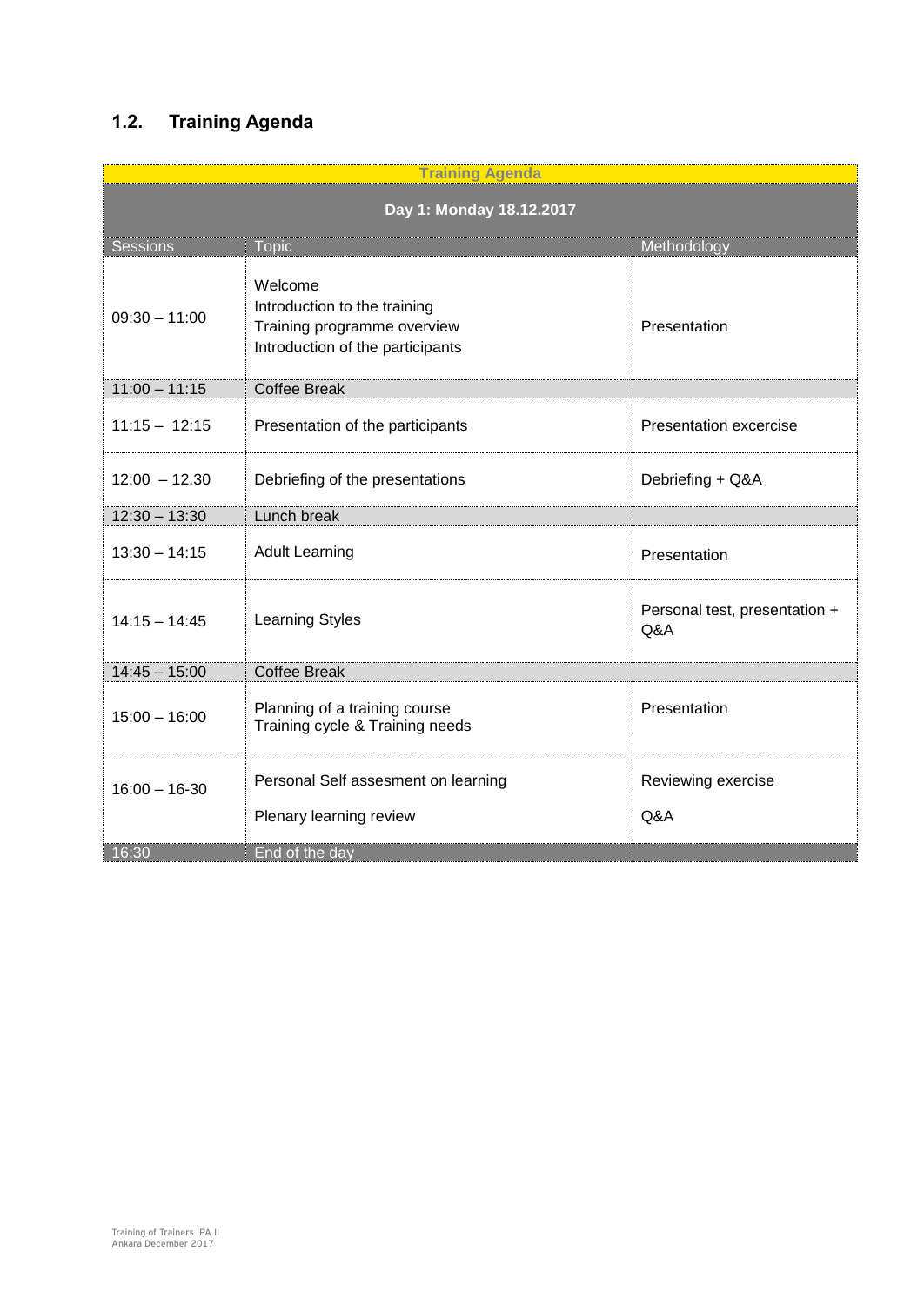## 1.2. Training Agenda

| Training Agenda | | |
|---|---|---|
| **Day 1: Monday 18.12.2017** | | |
| Sessions | Topic | Methodology |
| 09:30 – 11:00 | Welcome<br>Introduction to the training<br>Training programme overview<br>Introduction of the participants | Presentation |
| 11:00 – 11:15 | Coffee Break | |
| 11:15 – 12:15 | Presentation of the participants | Presentation excercise |
| 12:00 – 12.30 | Debriefing of the presentations | Debriefing + Q&A |
| 12:30 – 13:30 | Lunch break | |
| 13:30 – 14:15 | Adult Learning | Presentation |
| 14:15 – 14:45 | Learning Styles | Personal test, presentation + Q&A |
| 14:45 – 15:00 | Coffee Break | |
| 15:00 – 16:00 | Planning of a training course<br>Training cycle & Training needs | Presentation |
| 16:00 – 16-30 | Personal Self assesment on learning<br><br>Plenary learning review | Reviewing exercise<br><br>Q&A |
| 16:30 | End of the day | |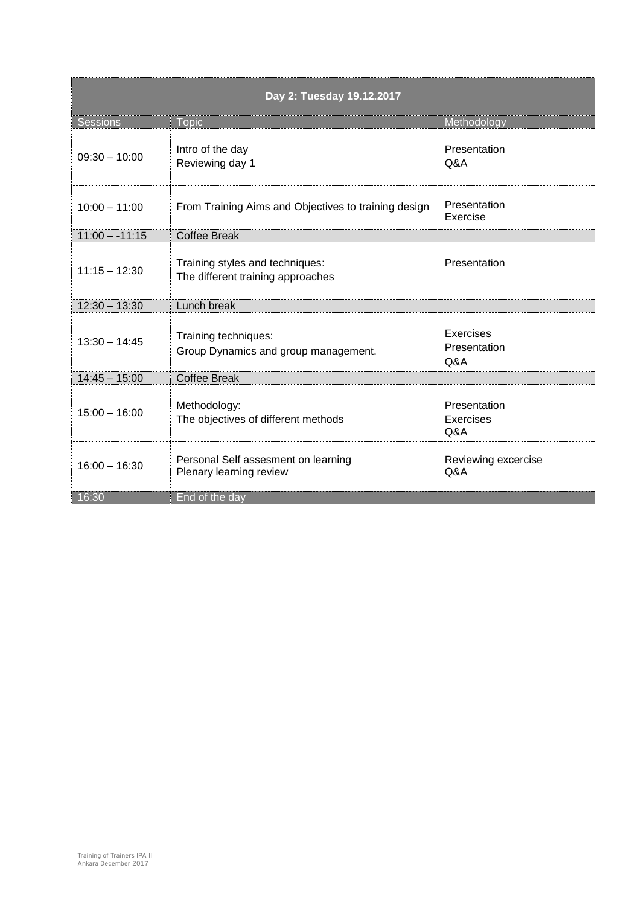| Day 2: Tuesday 19.12.2017 | | |
|---|---|---|
| Sessions | Topic | Methodology |
| 09:30 – 10:00 | Intro of the day<br>Reviewing day 1 | Presentation<br>Q&A |
| 10:00 – 11:00 | From Training Aims and Objectives to training design | Presentation<br>Exercise |
| 11:00 – -11:15 | Coffee Break | |
| 11:15 – 12:30 | Training styles and techniques:<br>The different training approaches | Presentation |
| 12:30 – 13:30 | Lunch break | |
| 13:30 – 14:45 | Training techniques:<br>Group Dynamics and group management. | Exercises<br>Presentation<br>Q&A |
| 14:45 – 15:00 | Coffee Break | |
| 15:00 – 16:00 | Methodology:<br>The objectives of different methods | Presentation<br>Exercises<br>Q&A |
| 16:00 – 16:30 | Personal Self assesment on learning<br>Plenary learning review | Reviewing excercise<br>Q&A |
| 16:30 | End of the day | |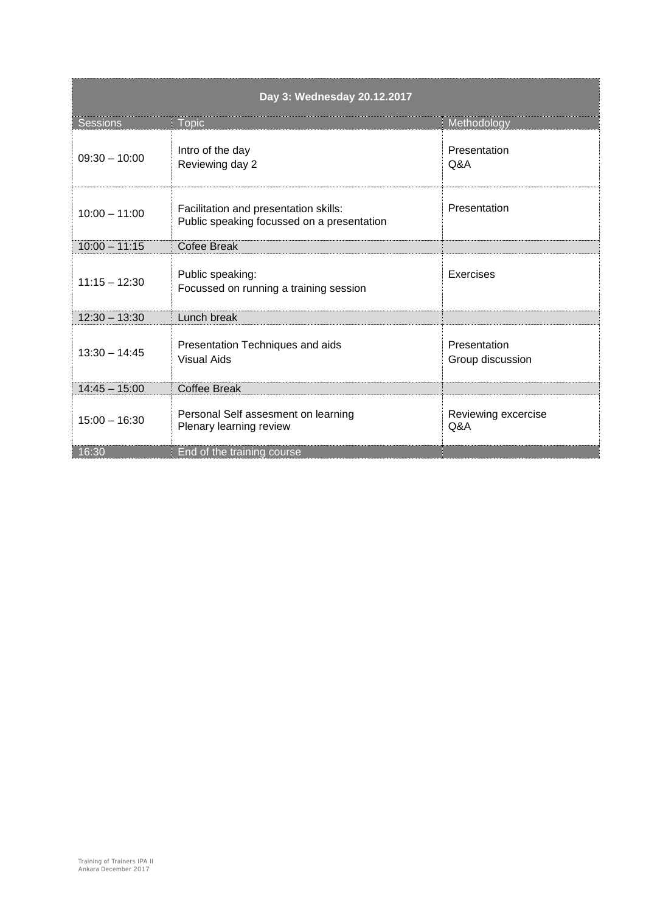| Day 3: Wednesday 20.12.2017 | | |
|---|---|---|
| Sessions | Topic | Methodology |
| 09:30 – 10:00 | Intro of the day<br>Reviewing day 2 | Presentation<br>Q&A |
| 10:00 – 11:00 | Facilitation and presentation skills:<br>Public speaking focussed on a presentation | Presentation |
| 10:00 – 11:15 | Cofee Break | |
| 11:15 – 12:30 | Public speaking:<br>Focussed on running a training session | Exercises |
| 12:30 – 13:30 | Lunch break | |
| 13:30 – 14:45 | Presentation Techniques and aids<br>Visual Aids | Presentation<br>Group discussion |
| 14:45 – 15:00 | Coffee Break | |
| 15:00 – 16:30 | Personal Self assesment on learning<br>Plenary learning review | Reviewing excercise<br>Q&A |
| 16:30 | End of the training course | |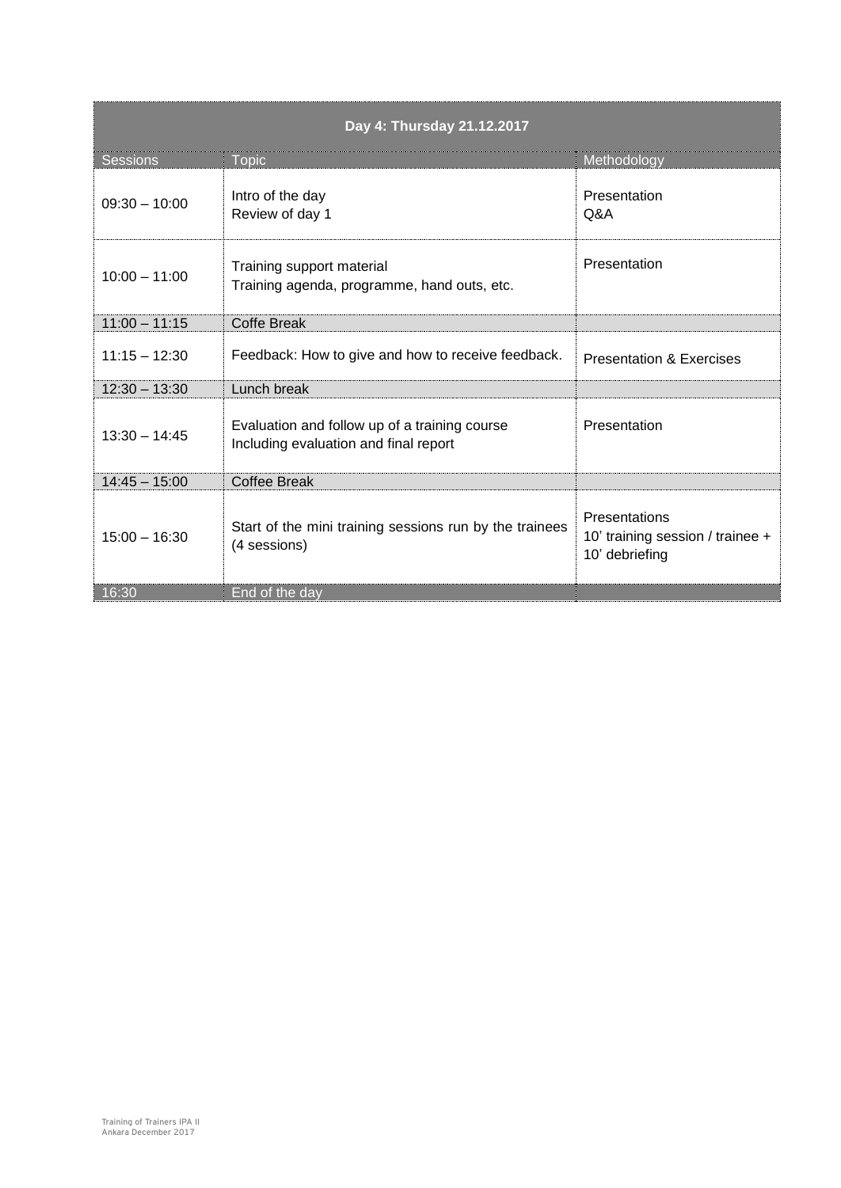| Day 4: Thursday 21.12.2017 | | |
|---|---|---|
| Sessions | Topic | Methodology |
| 09:30 – 10:00 | Intro of the day<br>Review of day 1 | Presentation<br>Q&A |
| 10:00 – 11:00 | Training support material<br>Training agenda, programme, hand outs, etc. | Presentation |
| 11:00 – 11:15 | Coffe Break | |
| 11:15 – 12:30 | Feedback: How to give and how to receive feedback. | Presentation & Exercises |
| 12:30 – 13:30 | Lunch break | |
| 13:30 – 14:45 | Evaluation and follow up of a training course<br>Including evaluation and final report | Presentation |
| 14:45 – 15:00 | Coffee Break | |
| 15:00 – 16:30 | Start of the mini training sessions run by the trainees (4 sessions) | Presentations<br>10' training session / trainee + 10' debriefing |
| 16:30 | End of the day | |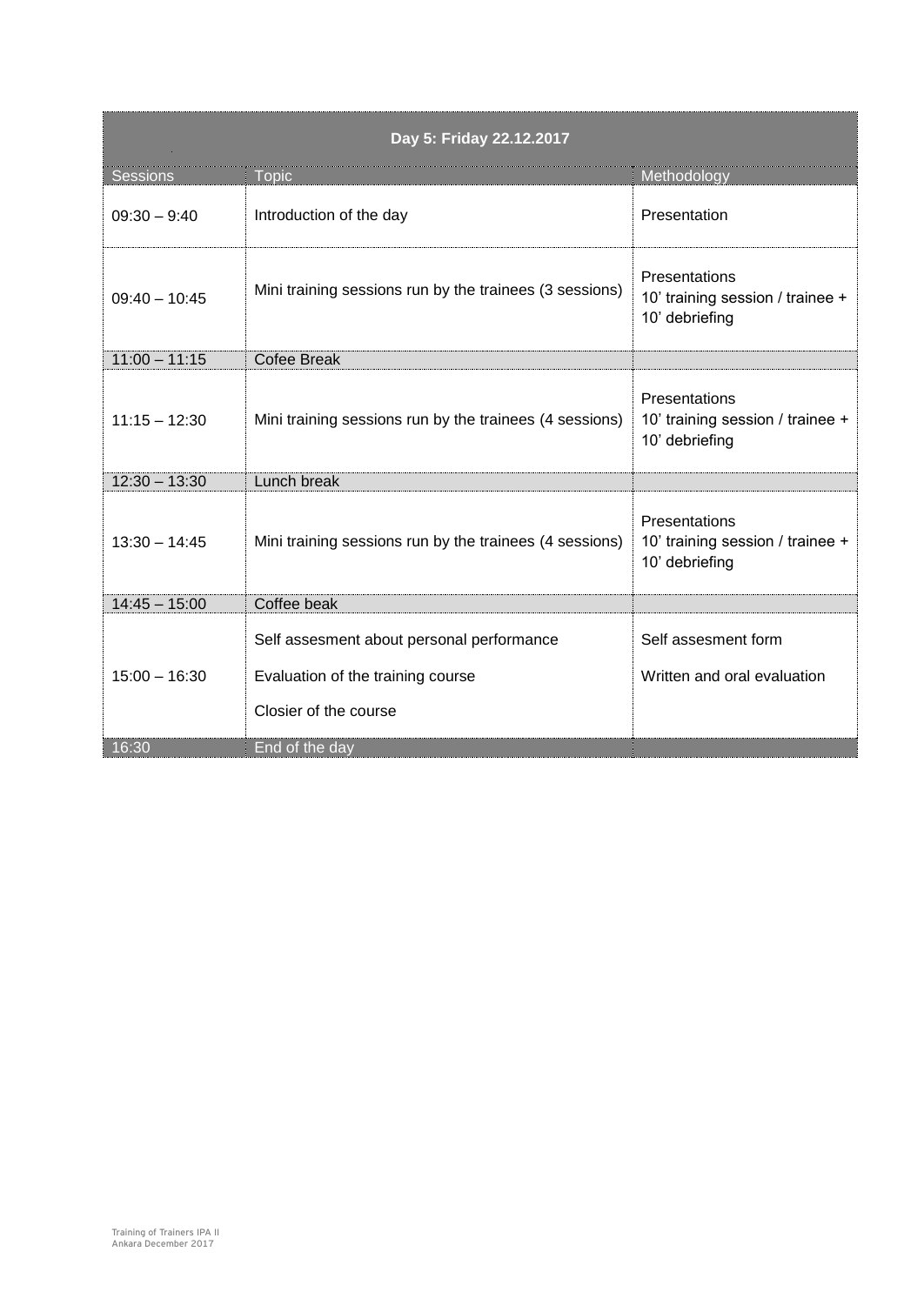| Day 5: Friday 22.12.2017 | | |
|---|---|---|
| Sessions | Topic | Methodology |
| 09:30 – 9:40 | Introduction of the day | Presentation |
| 09:40 – 10:45 | Mini training sessions run by the trainees (3 sessions) | Presentations<br>10' training session / trainee + 10' debriefing |
| 11:00 – 11:15 | Cofee Break | |
| 11:15 – 12:30 | Mini training sessions run by the trainees (4 sessions) | Presentations<br>10' training session / trainee + 10' debriefing |
| 12:30 – 13:30 | Lunch break | |
| 13:30 – 14:45 | Mini training sessions run by the trainees (4 sessions) | Presentations<br>10' training session / trainee + 10' debriefing |
| 14:45 – 15:00 | Coffee beak | |
| 15:00 – 16:30 | Self assesment about personal performance<br><br>Evaluation of the training course<br><br>Closier of the course | Self assesment form<br><br>Written and oral evaluation |
| 16:30 | End of the day | |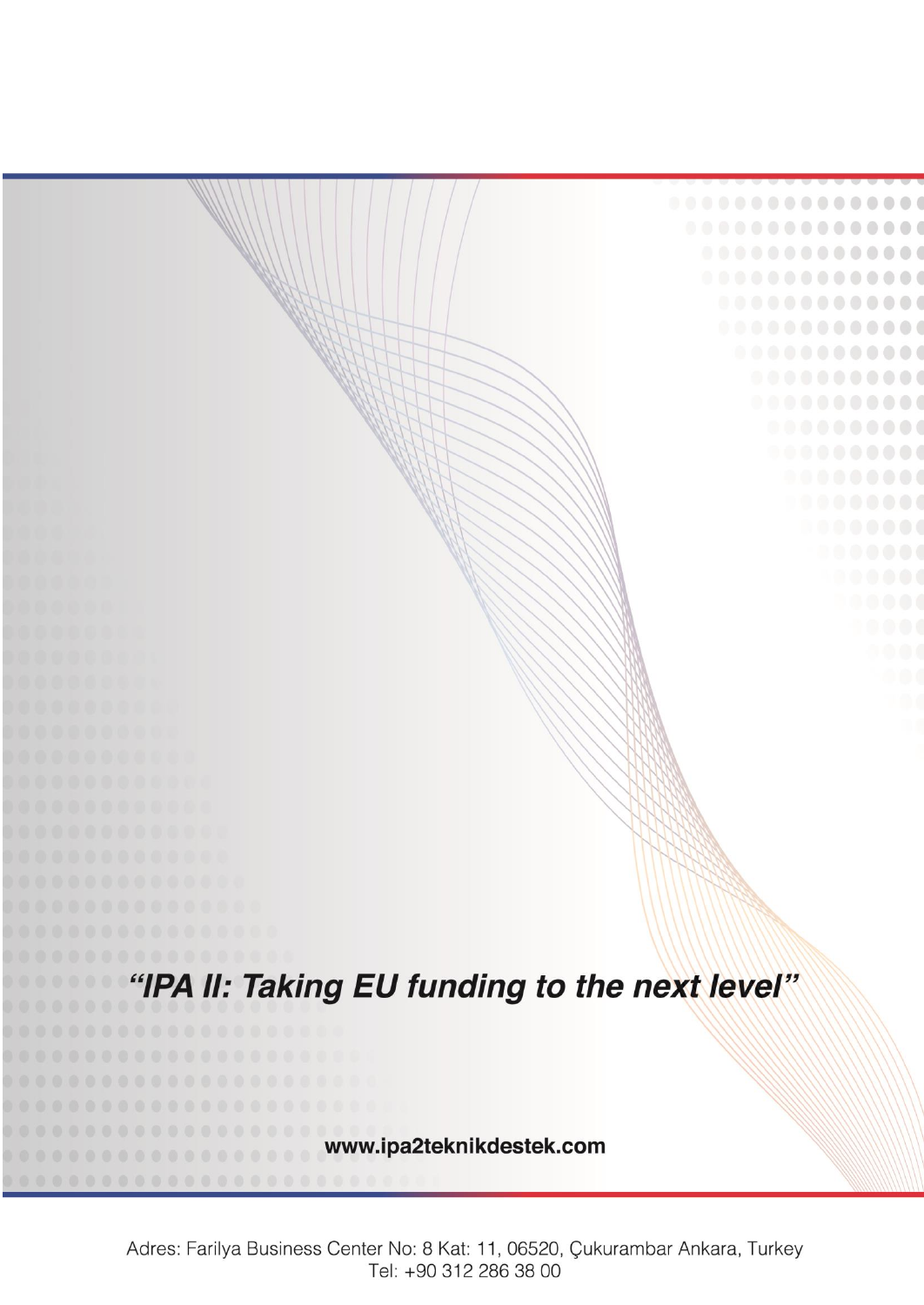*"IPA II: Taking EU funding to the next level"*

**www.ipa2teknikdestek.com**

Adres: Farilya Business Center No: 8 Kat: 11, 06520, Çukurambar Ankara, Turkey
Tel: +90 312 286 38 00